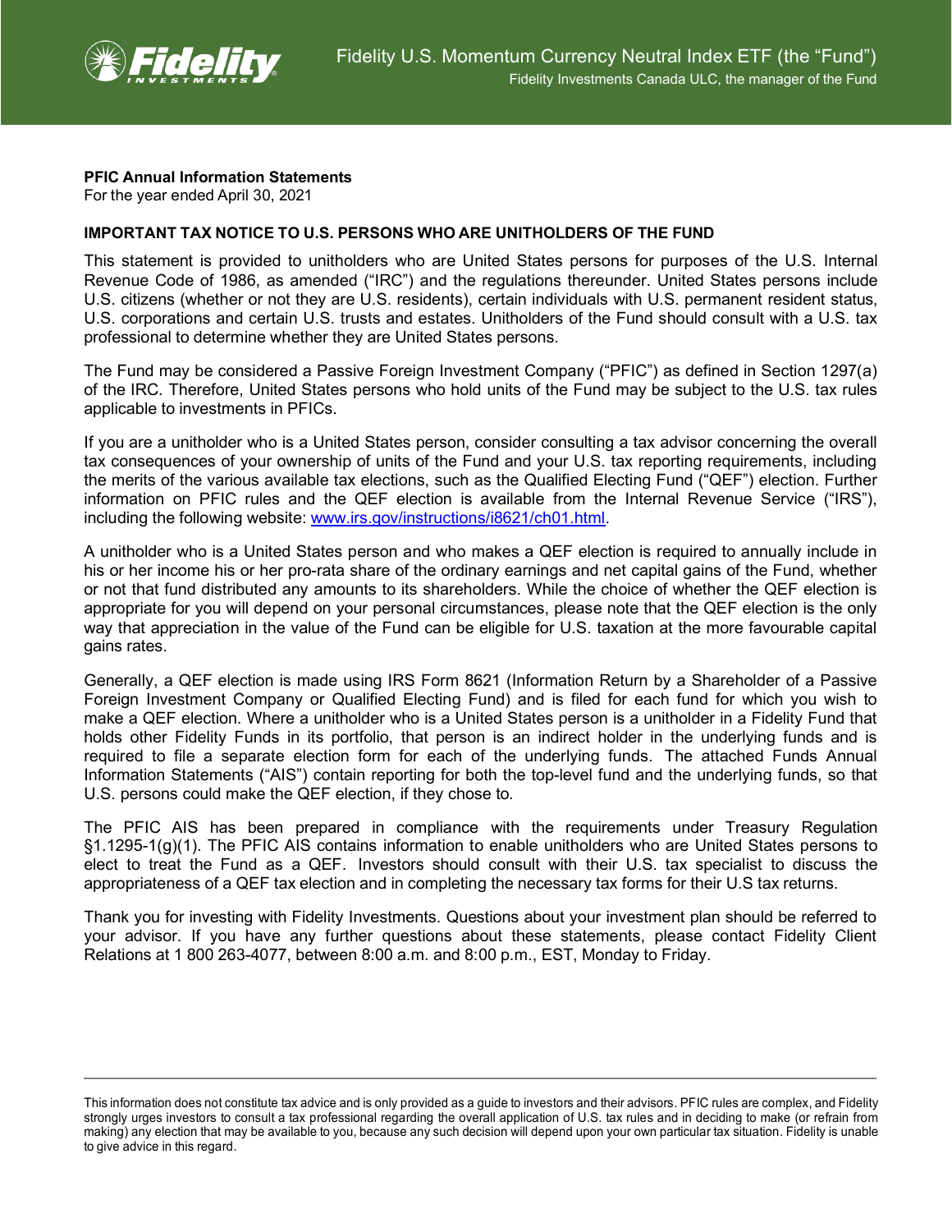Fidelity U.S. Momentum Currency Neutral Index ETF (the "Fund")

Fidelity Investments Canada ULC, the manager of the Fund

**PFIC Annual Information Statements**
For the year ended April 30, 2021

**IMPORTANT TAX NOTICE TO U.S. PERSONS WHO ARE UNITHOLDERS OF THE FUND**

This statement is provided to unitholders who are United States persons for purposes of the U.S. Internal Revenue Code of 1986, as amended ("IRC") and the regulations thereunder. United States persons include U.S. citizens (whether or not they are U.S. residents), certain individuals with U.S. permanent resident status, U.S. corporations and certain U.S. trusts and estates. Unitholders of the Fund should consult with a U.S. tax professional to determine whether they are United States persons.

The Fund may be considered a Passive Foreign Investment Company ("PFIC") as defined in Section 1297(a) of the IRC. Therefore, United States persons who hold units of the Fund may be subject to the U.S. tax rules applicable to investments in PFICs.

If you are a unitholder who is a United States person, consider consulting a tax advisor concerning the overall tax consequences of your ownership of units of the Fund and your U.S. tax reporting requirements, including the merits of the various available tax elections, such as the Qualified Electing Fund ("QEF") election. Further information on PFIC rules and the QEF election is available from the Internal Revenue Service ("IRS"), including the following website: [www.irs.gov/instructions/i8621/ch01.html](http://www.irs.gov/instructions/i8621/ch01.html).

A unitholder who is a United States person and who makes a QEF election is required to annually include in his or her income his or her pro-rata share of the ordinary earnings and net capital gains of the Fund, whether or not that fund distributed any amounts to its shareholders. While the choice of whether the QEF election is appropriate for you will depend on your personal circumstances, please note that the QEF election is the only way that appreciation in the value of the Fund can be eligible for U.S. taxation at the more favourable capital gains rates.

Generally, a QEF election is made using IRS Form 8621 (Information Return by a Shareholder of a Passive Foreign Investment Company or Qualified Electing Fund) and is filed for each fund for which you wish to make a QEF election. Where a unitholder who is a United States person is a unitholder in a Fidelity Fund that holds other Fidelity Funds in its portfolio, that person is an indirect holder in the underlying funds and is required to file a separate election form for each of the underlying funds. The attached Funds Annual Information Statements ("AIS") contain reporting for both the top-level fund and the underlying funds, so that U.S. persons could make the QEF election, if they chose to.

The PFIC AIS has been prepared in compliance with the requirements under Treasury Regulation §1.1295-1(g)(1). The PFIC AIS contains information to enable unitholders who are United States persons to elect to treat the Fund as a QEF. Investors should consult with their U.S. tax specialist to discuss the appropriateness of a QEF tax election and in completing the necessary tax forms for their U.S tax returns.

Thank you for investing with Fidelity Investments. Questions about your investment plan should be referred to your advisor. If you have any further questions about these statements, please contact Fidelity Client Relations at 1 800 263-4077, between 8:00 a.m. and 8:00 p.m., EST, Monday to Friday.

---

This information does not constitute tax advice and is only provided as a guide to investors and their advisors. PFIC rules are complex, and Fidelity strongly urges investors to consult a tax professional regarding the overall application of U.S. tax rules and in deciding to make (or refrain from making) any election that may be available to you, because any such decision will depend upon your own particular tax situation. Fidelity is unable to give advice in this regard.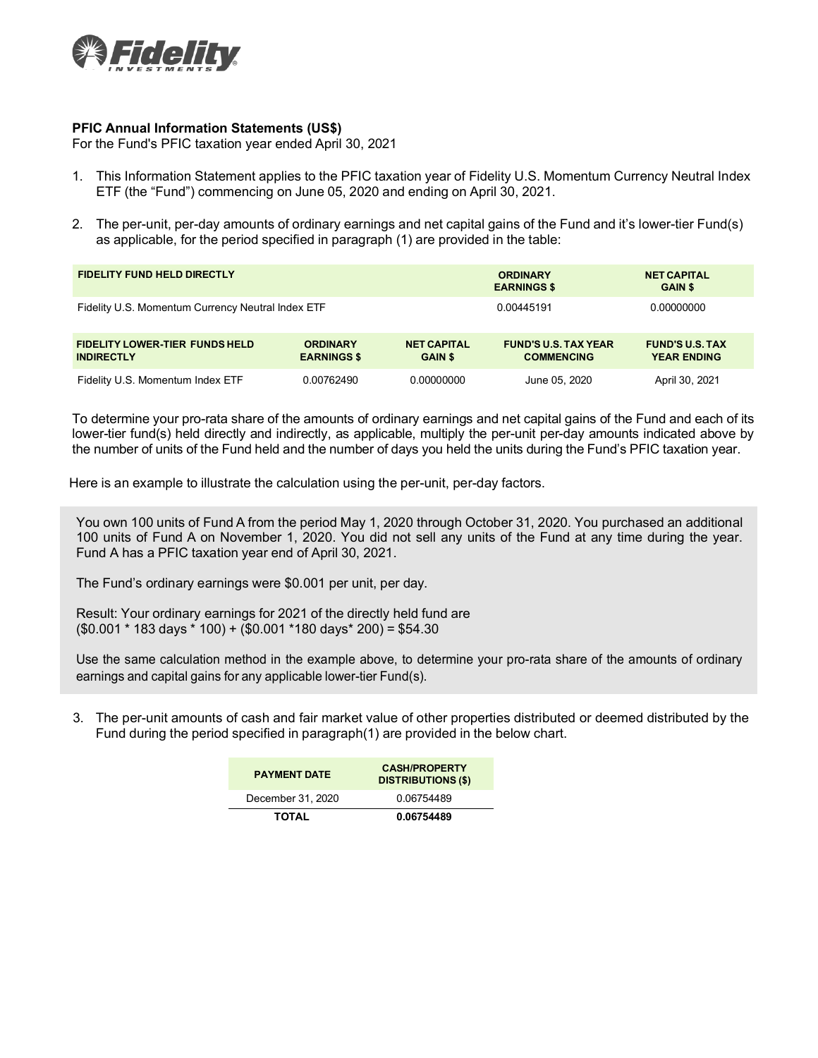**PFIC Annual Information Statements (US$)**
For the Fund's PFIC taxation year ended April 30, 2021

1. This Information Statement applies to the PFIC taxation year of Fidelity U.S. Momentum Currency Neutral Index ETF (the "Fund") commencing on June 05, 2020 and ending on April 30, 2021.

2. The per-unit, per-day amounts of ordinary earnings and net capital gains of the Fund and it's lower-tier Fund(s) as applicable, for the period specified in paragraph (1) are provided in the table:

| FIDELITY FUND HELD DIRECTLY | ORDINARY EARNINGS $ | NET CAPITAL GAIN $ |
|---|---|---|
| Fidelity U.S. Momentum Currency Neutral Index ETF | 0.00445191 | 0.00000000 |

| FIDELITY LOWER-TIER FUNDS HELD INDIRECTLY | ORDINARY EARNINGS $ | NET CAPITAL GAIN $ | FUND'S U.S. TAX YEAR COMMENCING | FUND'S U.S. TAX YEAR ENDING |
|---|---|---|---|---|
| Fidelity U.S. Momentum Index ETF | 0.00762490 | 0.00000000 | June 05, 2020 | April 30, 2021 |

To determine your pro-rata share of the amounts of ordinary earnings and net capital gains of the Fund and each of its lower-tier fund(s) held directly and indirectly, as applicable, multiply the per-unit per-day amounts indicated above by the number of units of the Fund held and the number of days you held the units during the Fund's PFIC taxation year.

Here is an example to illustrate the calculation using the per-unit, per-day factors.

You own 100 units of Fund A from the period May 1, 2020 through October 31, 2020. You purchased an additional 100 units of Fund A on November 1, 2020. You did not sell any units of the Fund at any time during the year. Fund A has a PFIC taxation year end of April 30, 2021.

The Fund's ordinary earnings were $0.001 per unit, per day.

Result: Your ordinary earnings for 2021 of the directly held fund are
($0.001 * 183 days * 100) + ($0.001 *180 days* 200) = $54.30

Use the same calculation method in the example above, to determine your pro-rata share of the amounts of ordinary earnings and capital gains for any applicable lower-tier Fund(s).

3. The per-unit amounts of cash and fair market value of other properties distributed or deemed distributed by the Fund during the period specified in paragraph(1) are provided in the below chart.

| PAYMENT DATE | CASH/PROPERTY DISTRIBUTIONS ($) |
|---|---|
| December 31, 2020 | 0.06754489 |
| **TOTAL** | **0.06754489** |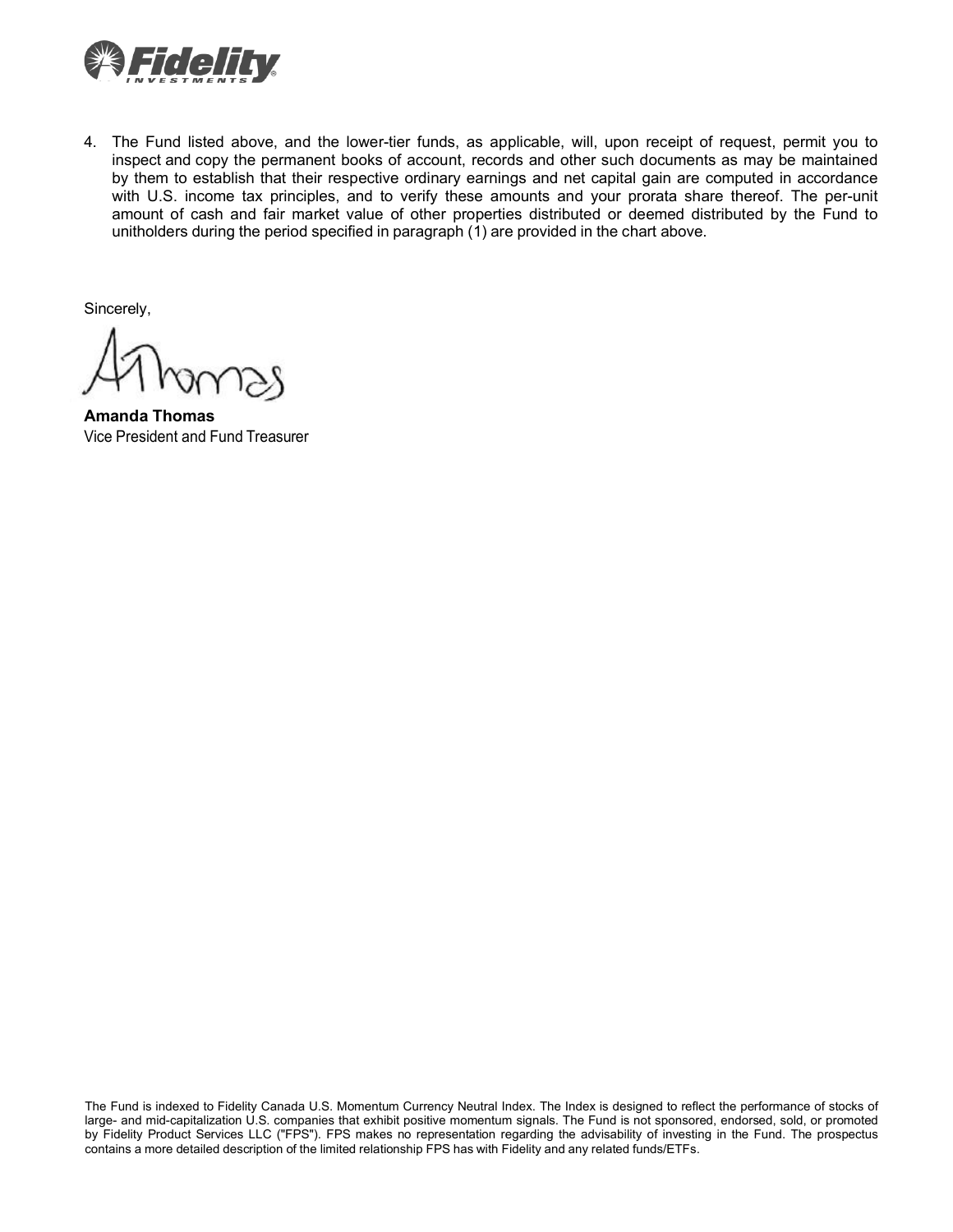4. The Fund listed above, and the lower-tier funds, as applicable, will, upon receipt of request, permit you to inspect and copy the permanent books of account, records and other such documents as may be maintained by them to establish that their respective ordinary earnings and net capital gain are computed in accordance with U.S. income tax principles, and to verify these amounts and your prorata share thereof. The per-unit amount of cash and fair market value of other properties distributed or deemed distributed by the Fund to unitholders during the period specified in paragraph (1) are provided in the chart above.

Sincerely,

**Amanda Thomas**
Vice President and Fund Treasurer

The Fund is indexed to Fidelity Canada U.S. Momentum Currency Neutral Index. The Index is designed to reflect the performance of stocks of large- and mid-capitalization U.S. companies that exhibit positive momentum signals. The Fund is not sponsored, endorsed, sold, or promoted by Fidelity Product Services LLC ("FPS"). FPS makes no representation regarding the advisability of investing in the Fund. The prospectus contains a more detailed description of the limited relationship FPS has with Fidelity and any related funds/ETFs.